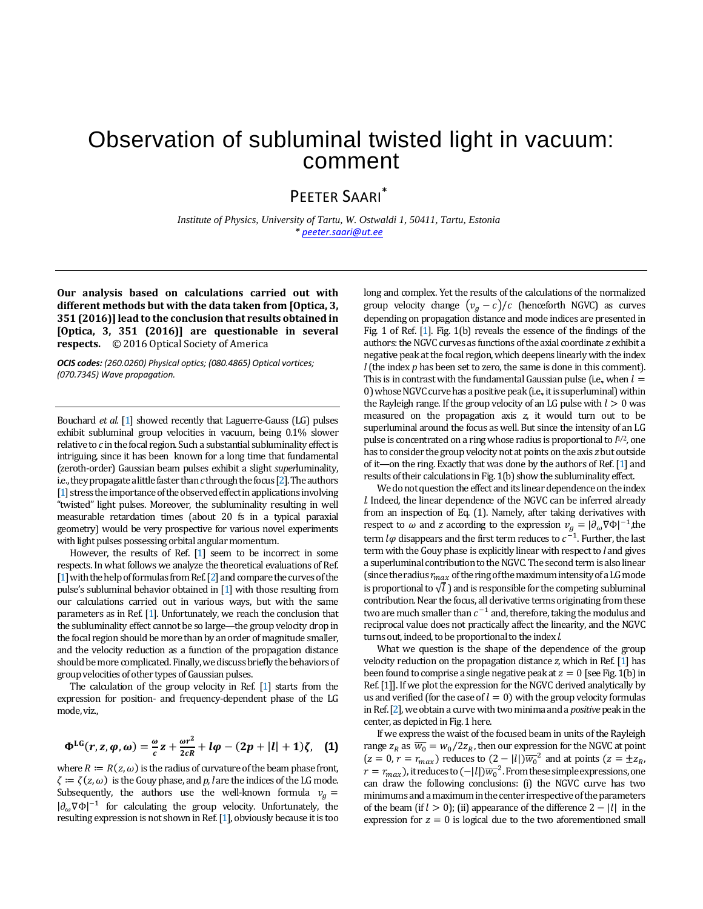# Observation of subluminal twisted light in vacuum: comment

PEETER SAARI*

*Institute of Physics, University of Tartu, W. Ostwaldi 1, 50411, Tartu, Estonia*
*\* peeter.saari@ut.ee*

**Our analysis based on calculations carried out with different methods but with the data taken from [Optica, 3, 351 (2016)] lead to the conclusion that results obtained in [Optica, 3, 351 (2016)] are questionable in several respects.** © 2016 Optical Society of America

***OCIS codes:*** *(260.0260) Physical optics; (080.4865) Optical vortices; (070.7345) Wave propagation.*

Bouchard *et al.* [1] showed recently that Laguerre-Gauss (LG) pulses exhibit subluminal group velocities in vacuum, being 0.1% slower relative to *c* in the focal region. Such a substantial subluminality effect is intriguing, since it has been known for a long time that fundamental (zeroth-order) Gaussian beam pulses exhibit a slight *super*luminality, i.e., they propagate a little faster than *c* through the focus [2]. The authors [1] stress the importance of the observed effect in applications involving "twisted" light pulses. Moreover, the subluminality resulting in well measurable retardation times (about 20 fs in a typical paraxial geometry) would be very prospective for various novel experiments with light pulses possessing orbital angular momentum.

However, the results of Ref. [1] seem to be incorrect in some respects. In what follows we analyze the theoretical evaluations of Ref. [1] with the help of formulas from Ref. [2] and compare the curves of the pulse's subluminal behavior obtained in [1] with those resulting from our calculations carried out in various ways, but with the same parameters as in Ref. [1]. Unfortunately, we reach the conclusion that the subluminality effect cannot be so large—the group velocity drop in the focal region should be more than by an order of magnitude smaller, and the velocity reduction as a function of the propagation distance should be more complicated. Finally, we discuss briefly the behaviors of group velocities of other types of Gaussian pulses.

The calculation of the group velocity in Ref. [1] starts from the expression for position- and frequency-dependent phase of the LG mode, viz.,

$$\Phi^{\mathrm{LG}}(r,z,\varphi,\omega)=\frac{\omega}{c}z+\frac{\omega r^2}{2cR}+l\varphi-(2p+|l|+1)\zeta, \quad (1)$$

where $R := R(z,\omega)$ is the radius of curvature of the beam phase front, $\zeta := \zeta(z,\omega)$ is the Gouy phase, and *p*, *l* are the indices of the LG mode. Subsequently, the authors use the well-known formula $v_g = |\partial_\omega \nabla\Phi|^{-1}$ for calculating the group velocity. Unfortunately, the resulting expression is not shown in Ref. [1], obviously because it is too long and complex. Yet the results of the calculations of the normalized group velocity change $(v_g - c)/c$ (henceforth NGVC) as curves depending on propagation distance and mode indices are presented in Fig. 1 of Ref. [1]. Fig. 1(b) reveals the essence of the findings of the authors: the NGVC curves as functions of the axial coordinate *z* exhibit a negative peak at the focal region, which deepens linearly with the index *l* (the index *p* has been set to zero, the same is done in this comment). This is in contrast with the fundamental Gaussian pulse (i.e., when $l = 0$) whose NGVC curve has a positive peak (i.e., it is superluminal) within the Rayleigh range. If the group velocity of an LG pulse with $l > 0$ was measured on the propagation axis *z*, it would turn out to be superluminal around the focus as well. But since the intensity of an LG pulse is concentrated on a ring whose radius is proportional to $l^{1/2}$, one has to consider the group velocity not at points on the axis *z* but outside of it—on the ring. Exactly that was done by the authors of Ref. [1] and results of their calculations in Fig. 1(b) show the subluminality effect.

We do not question the effect and its linear dependence on the index *l*. Indeed, the linear dependence of the NGVC can be inferred already from an inspection of Eq. (1). Namely, after taking derivatives with respect to $\omega$ and *z* according to the expression $v_g = |\partial_\omega \nabla\Phi|^{-1}$, the term $l\varphi$ disappears and the first term reduces to $c^{-1}$. Further, the last term with the Gouy phase is explicitly linear with respect to *l* and gives a superluminal contribution to the NGVC. The second term is also linear (since the radius $r_{max}$ of the ring of the maximum intensity of a LG mode is proportional to $\sqrt{l}$) and is responsible for the competing subluminal contribution. Near the focus, all derivative terms originating from these two are much smaller than $c^{-1}$ and, therefore, taking the modulus and reciprocal value does not practically affect the linearity, and the NGVC turns out, indeed, to be proportional to the index *l*.

What we question is the shape of the dependence of the group velocity reduction on the propagation distance *z*, which in Ref. [1] has been found to comprise a single negative peak at $z = 0$ [see Fig. 1(b) in Ref. [1]]. If we plot the expression for the NGVC derived analytically by us and verified (for the case of $l = 0$) with the group velocity formulas in Ref. [2], we obtain a curve with two minima and a *positive* peak in the center, as depicted in Fig. 1 here.

If we express the waist of the focused beam in units of the Rayleigh range $z_R$ as $\overline{w_0} = w_0/2z_R$, then our expression for the NGVC at point $(z = 0, r = r_{max})$ reduces to $(2-|l|)\overline{w_0}^2$ and at points $(z = \pm z_R, r = r_{max})$, it reduces to $(-|l|)\overline{w_0}^{-2}$. From these simple expressions, one can draw the following conclusions: (i) the NGVC curve has two minimums and a maximum in the center irrespective of the parameters of the beam (if $l > 0$); (ii) appearance of the difference $2-|l|$ in the expression for $z = 0$ is logical due to the two aforementioned small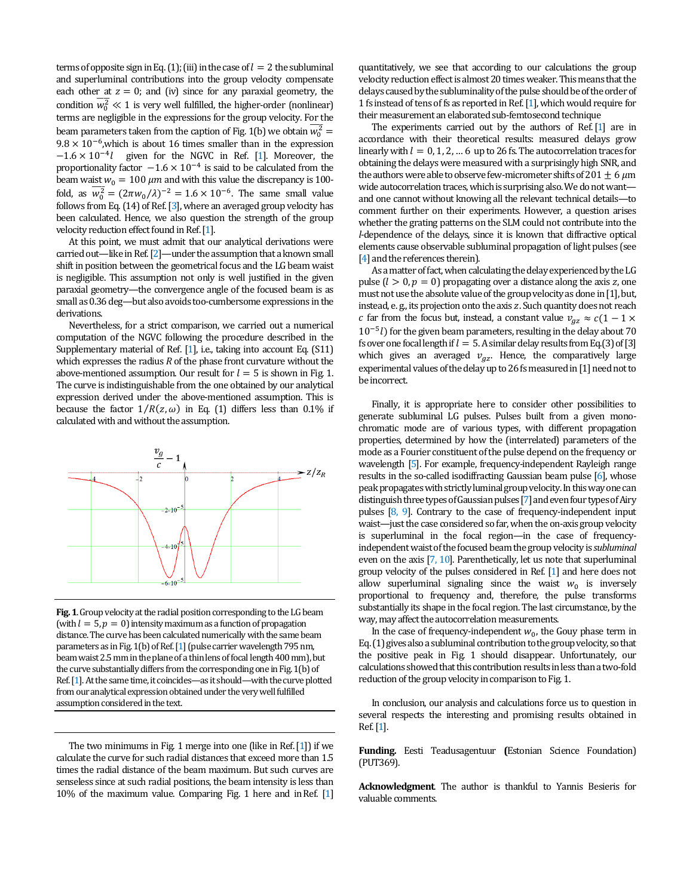terms of opposite sign in Eq. (1); (iii) in the case of $l = 2$ the subluminal and superluminal contributions into the group velocity compensate each other at $z = 0$; and (iv) since for any paraxial geometry, the condition $\overline{w_0^2} \ll 1$ is very well fulfilled, the higher-order (nonlinear) terms are negligible in the expressions for the group velocity. For the beam parameters taken from the caption of Fig. 1(b) we obtain $\overline{w_0^2} = 9.8 \times 10^{-6}$,which is about 16 times smaller than in the expression $-1.6 \times 10^{-4} l$ given for the NGVC in Ref. [1]. Moreover, the proportionality factor $-1.6 \times 10^{-4}$ is said to be calculated from the beam waist $w_0 = 100\ \mu m$ and with this value the discrepancy is 100-fold, as $\overline{w_0^2} = (2\pi w_0/\lambda)^{-2} = 1.6 \times 10^{-6}$. The same small value follows from Eq. (14) of Ref. [3], where an averaged group velocity has been calculated. Hence, we also question the strength of the group velocity reduction effect found in Ref. [1].

At this point, we must admit that our analytical derivations were carried out—like in Ref. [2]—under the assumption that a known small shift in position between the geometrical focus and the LG beam waist is negligible. This assumption not only is well justified in the given paraxial geometry—the convergence angle of the focused beam is as small as 0.36 deg—but also avoids too-cumbersome expressions in the derivations.

Nevertheless, for a strict comparison, we carried out a numerical computation of the NGVC following the procedure described in the Supplementary material of Ref. [1], i.e., taking into account Eq. (S11) which expresses the radius $R$ of the phase front curvature without the above-mentioned assumption. Our result for $l = 5$ is shown in Fig. 1. The curve is indistinguishable from the one obtained by our analytical expression derived under the above-mentioned assumption. This is because the factor $1/R(z,\omega)$ in Eq. (1) differs less than 0.1% if calculated with and without the assumption.

**Fig. 1.** Group velocity at the radial position corresponding to the LG beam (with $l = 5, p = 0$) intensity maximum as a function of propagation distance. The curve has been calculated numerically with the same beam parameters as in Fig. 1(b) of Ref. [1] (pulse carrier wavelength 795 nm, beam waist 2.5 mm in the plane of a thin lens of focal length 400 mm), but the curve substantially differs from the corresponding one in Fig. 1(b) of Ref. [1]. At the same time, it coincides—as it should—with the curve plotted from our analytical expression obtained under the very well fulfilled assumption considered in the text.

The two minimums in Fig. 1 merge into one (like in Ref. [1]) if we calculate the curve for such radial distances that exceed more than 1.5 times the radial distance of the beam maximum. But such curves are senseless since at such radial positions, the beam intensity is less than 10% of the maximum value. Comparing Fig. 1 here and in Ref. [1] quantitatively, we see that according to our calculations the group velocity reduction effect is almost 20 times weaker. This means that the delays caused by the subluminality of the pulse should be of the order of 1 fs instead of tens of fs as reported in Ref. [1], which would require for their measurement an elaborated sub-femtosecond technique

The experiments carried out by the authors of Ref. [1] are in accordance with their theoretical results: measured delays grow linearly with $l = 0, 1, 2, \ldots 6$ up to 26 fs. The autocorrelation traces for obtaining the delays were measured with a surprisingly high SNR, and the authors were able to observe few-micrometer shifts of $201 \pm 6\ \mu m$ wide autocorrelation traces, which is surprising also. We do not want—and one cannot without knowing all the relevant technical details—to comment further on their experiments. However, a question arises whether the grating patterns on the SLM could not contribute into the $l$-dependence of the delays, since it is known that diffractive optical elements cause observable subluminal propagation of light pulses (see [4] and the references therein).

As a matter of fact, when calculating the delay experienced by the LG pulse ($l > 0, p = 0$) propagating over a distance along the axis $z$, one must not use the absolute value of the group velocity as done in [1], but, instead, e. g., its projection onto the axis $z$. Such quantity does not reach $c$ far from the focus but, instead, a constant value $v_{gz} \approx c(1 - 1 \times 10^{-5} l)$ for the given beam parameters, resulting in the delay about 70 fs over one focal length if $l = 5$. A similar delay results from Eq.(3) of [3] which gives an averaged $v_{gz}$. Hence, the comparatively large experimental values of the delay up to 26 fs measured in [1] need not to be incorrect.

Finally, it is appropriate here to consider other possibilities to generate subluminal LG pulses. Pulses built from a given mono-chromatic mode are of various types, with different propagation properties, determined by how the (interrelated) parameters of the mode as a Fourier constituent of the pulse depend on the frequency or wavelength [5]. For example, frequency-independent Rayleigh range results in the so-called isodiffracting Gaussian beam pulse [6], whose peak propagates with strictly luminal group velocity. In this way one can distinguish three types of Gaussian pulses [7] and even four types of Airy pulses [8, 9]. Contrary to the case of frequency-independent input waist—just the case considered so far, when the on-axis group velocity is superluminal in the focal region—in the case of frequency-independent waist of the focused beam the group velocity is *subluminal* even on the axis [7, 10]. Parenthetically, let us note that superluminal group velocity of the pulses considered in Ref. [1] and here does not allow superluminal signaling since the waist $w_0$ is inversely proportional to frequency and, therefore, the pulse transforms substantially its shape in the focal region. The last circumstance, by the way, may affect the autocorrelation measurements.

In the case of frequency-independent $w_0$, the Gouy phase term in Eq. (1) gives also a subluminal contribution to the group velocity, so that the positive peak in Fig. 1 should disappear. Unfortunately, our calculations showed that this contribution results in less than a two-fold reduction of the group velocity in comparison to Fig. 1.

In conclusion, our analysis and calculations force us to question in several respects the interesting and promising results obtained in Ref. [1].

**Funding.** Eesti Teadusagentuur (Estonian Science Foundation) (PUT369).

**Acknowledgment**. The author is thankful to Yannis Besieris for valuable comments.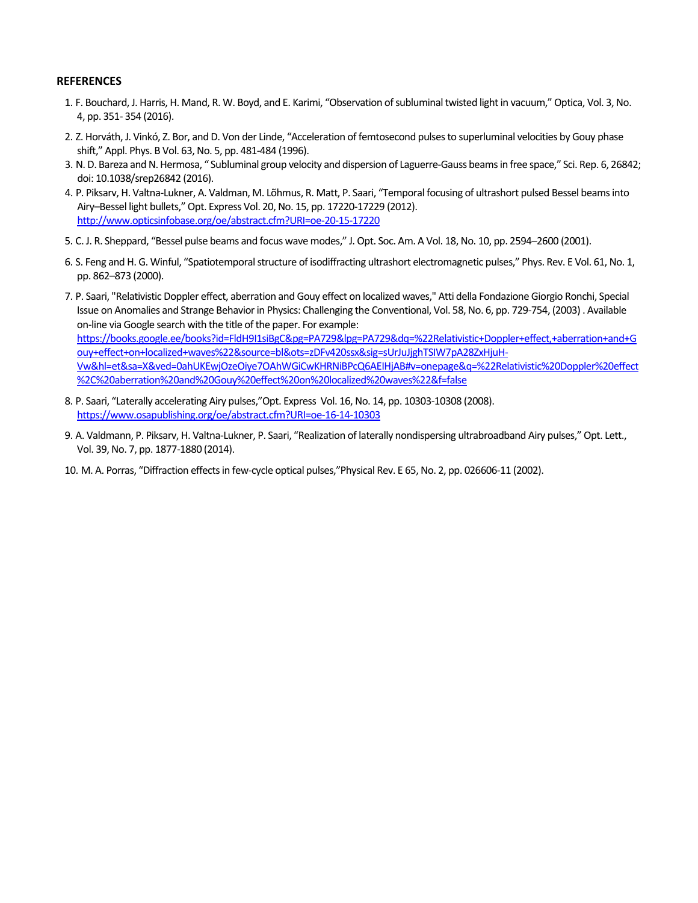**REFERENCES**

1. F. Bouchard, J. Harris, H. Mand, R. W. Boyd, and E. Karimi, "Observation of subluminal twisted light in vacuum," Optica, Vol. 3, No. 4, pp. 351- 354 (2016).

2. Z. Horváth, J. Vinkó, Z. Bor, and D. Von der Linde, "Acceleration of femtosecond pulses to superluminal velocities by Gouy phase shift," Appl. Phys. B Vol. 63, No. 5, pp. 481-484 (1996).
3. N. D. Bareza and N. Hermosa, " Subluminal group velocity and dispersion of Laguerre-Gauss beams in free space," Sci. Rep. 6, 26842; doi: 10.1038/srep26842 (2016).
4. P. Piksarv, H. Valtna-Lukner, A. Valdman, M. Lõhmus, R. Matt, P. Saari, "Temporal focusing of ultrashort pulsed Bessel beams into Airy–Bessel light bullets," Opt. Express Vol. 20, No. 15, pp. 17220-17229 (2012). http://www.opticsinfobase.org/oe/abstract.cfm?URI=oe-20-15-17220

5. C. J. R. Sheppard, "Bessel pulse beams and focus wave modes," J. Opt. Soc. Am. A Vol. 18, No. 10, pp. 2594–2600 (2001).

6. S. Feng and H. G. Winful, "Spatiotemporal structure of isodiffracting ultrashort electromagnetic pulses," Phys. Rev. E Vol. 61, No. 1, pp. 862–873 (2000).

7. P. Saari, "Relativistic Doppler effect, aberration and Gouy effect on localized waves," Atti della Fondazione Giorgio Ronchi, Special Issue on Anomalies and Strange Behavior in Physics: Challenging the Conventional, Vol. 58, No. 6, pp. 729-754, (2003) . Available on-line via Google search with the title of the paper. For example: https://books.google.ee/books?id=FldH9I1siBgC&pg=PA729&lpg=PA729&dq=%22Relativistic+Doppler+effect,+aberration+and+Gouy+effect+on+localized+waves%22&source=bl&ots=zDFv420ssx&sig=sUrJuJjghTSIW7pA28ZxHjuH-Vw&hl=et&sa=X&ved=0ahUKEwjOzeOiye7OAhWGiCwKHRNiBPcQ6AEIHjAB#v=onepage&q=%22Relativistic%20Doppler%20effect%2C%20aberration%20and%20Gouy%20effect%20on%20localized%20waves%22&f=false

8. P. Saari, "Laterally accelerating Airy pulses,"Opt. Express Vol. 16, No. 14, pp. 10303-10308 (2008). https://www.osapublishing.org/oe/abstract.cfm?URI=oe-16-14-10303

9. A. Valdmann, P. Piksarv, H. Valtna-Lukner, P. Saari, "Realization of laterally nondispersing ultrabroadband Airy pulses," Opt. Lett., Vol. 39, No. 7, pp. 1877-1880 (2014).

10. M. A. Porras, "Diffraction effects in few-cycle optical pulses,"Physical Rev. E 65, No. 2, pp. 026606-11 (2002).